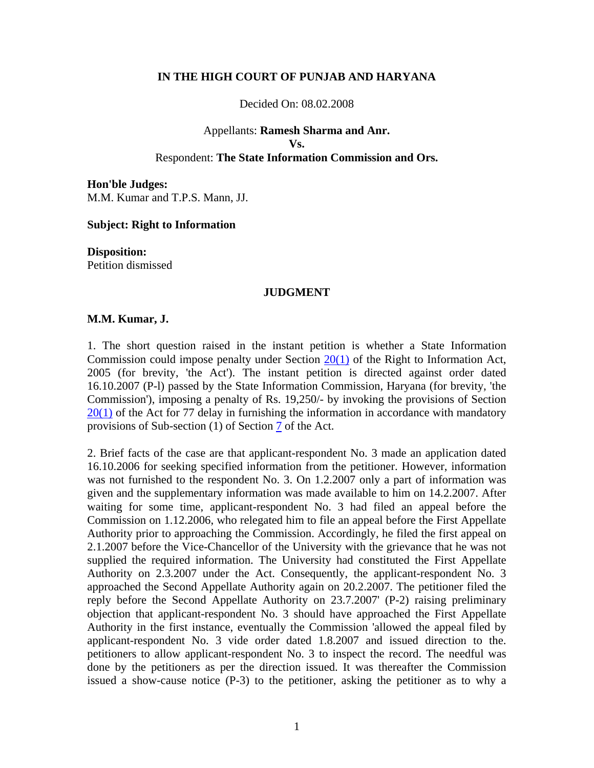**IN THE HIGH COURT OF PUNJAB AND HARYANA**

Decided On: 08.02.2008

Appellants: **Ramesh Sharma and Anr.**
**Vs.**
Respondent: **The State Information Commission and Ors.**

**Hon'ble Judges:**
M.M. Kumar and T.P.S. Mann, JJ.

**Subject: Right to Information**

**Disposition:**
Petition dismissed

**JUDGMENT**

**M.M. Kumar, J.**

1. The short question raised in the instant petition is whether a State Information Commission could impose penalty under Section 20(1) of the Right to Information Act, 2005 (for brevity, 'the Act'). The instant petition is directed against order dated 16.10.2007 (P-l) passed by the State Information Commission, Haryana (for brevity, 'the Commission'), imposing a penalty of Rs. 19,250/- by invoking the provisions of Section 20(1) of the Act for 77 delay in furnishing the information in accordance with mandatory provisions of Sub-section (1) of Section 7 of the Act.

2. Brief facts of the case are that applicant-respondent No. 3 made an application dated 16.10.2006 for seeking specified information from the petitioner. However, information was not furnished to the respondent No. 3. On 1.2.2007 only a part of information was given and the supplementary information was made available to him on 14.2.2007. After waiting for some time, applicant-respondent No. 3 had filed an appeal before the Commission on 1.12.2006, who relegated him to file an appeal before the First Appellate Authority prior to approaching the Commission. Accordingly, he filed the first appeal on 2.1.2007 before the Vice-Chancellor of the University with the grievance that he was not supplied the required information. The University had constituted the First Appellate Authority on 2.3.2007 under the Act. Consequently, the applicant-respondent No. 3 approached the Second Appellate Authority again on 20.2.2007. The petitioner filed the reply before the Second Appellate Authority on 23.7.2007' (P-2) raising preliminary objection that applicant-respondent No. 3 should have approached the First Appellate Authority in the first instance, eventually the Commission 'allowed the appeal filed by applicant-respondent No. 3 vide order dated 1.8.2007 and issued direction to the. petitioners to allow applicant-respondent No. 3 to inspect the record. The needful was done by the petitioners as per the direction issued. It was thereafter the Commission issued a show-cause notice (P-3) to the petitioner, asking the petitioner as to why a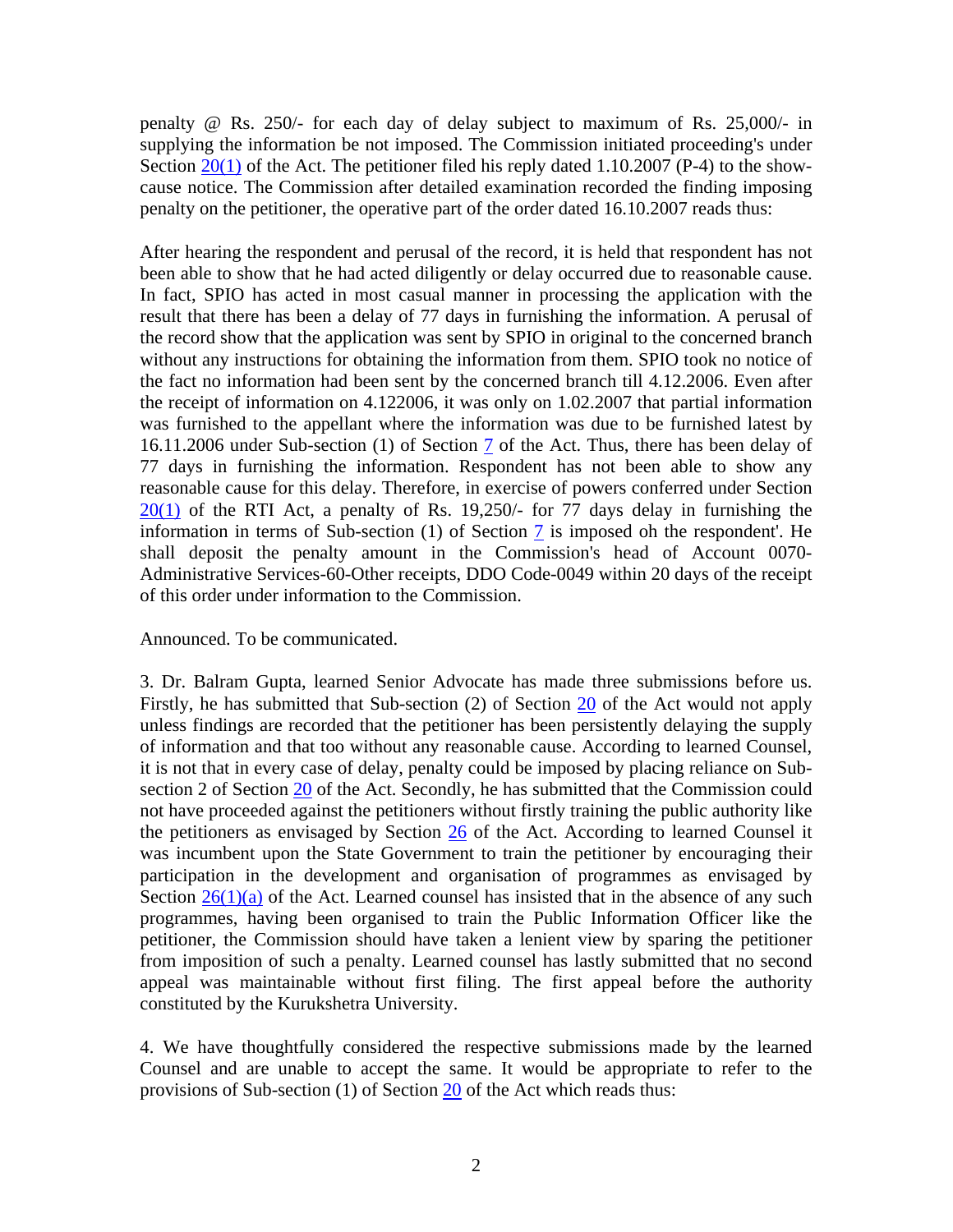penalty @ Rs. 250/- for each day of delay subject to maximum of Rs. 25,000/- in supplying the information be not imposed. The Commission initiated proceeding's under Section 20(1) of the Act. The petitioner filed his reply dated 1.10.2007 (P-4) to the show-cause notice. The Commission after detailed examination recorded the finding imposing penalty on the petitioner, the operative part of the order dated 16.10.2007 reads thus:

After hearing the respondent and perusal of the record, it is held that respondent has not been able to show that he had acted diligently or delay occurred due to reasonable cause. In fact, SPIO has acted in most casual manner in processing the application with the result that there has been a delay of 77 days in furnishing the information. A perusal of the record show that the application was sent by SPIO in original to the concerned branch without any instructions for obtaining the information from them. SPIO took no notice of the fact no information had been sent by the concerned branch till 4.12.2006. Even after the receipt of information on 4.122006, it was only on 1.02.2007 that partial information was furnished to the appellant where the information was due to be furnished latest by 16.11.2006 under Sub-section (1) of Section 7 of the Act. Thus, there has been delay of 77 days in furnishing the information. Respondent has not been able to show any reasonable cause for this delay. Therefore, in exercise of powers conferred under Section 20(1) of the RTI Act, a penalty of Rs. 19,250/- for 77 days delay in furnishing the information in terms of Sub-section (1) of Section 7 is imposed oh the respondent'. He shall deposit the penalty amount in the Commission's head of Account 0070-Administrative Services-60-Other receipts, DDO Code-0049 within 20 days of the receipt of this order under information to the Commission.

Announced. To be communicated.

3. Dr. Balram Gupta, learned Senior Advocate has made three submissions before us. Firstly, he has submitted that Sub-section (2) of Section 20 of the Act would not apply unless findings are recorded that the petitioner has been persistently delaying the supply of information and that too without any reasonable cause. According to learned Counsel, it is not that in every case of delay, penalty could be imposed by placing reliance on Sub-section 2 of Section 20 of the Act. Secondly, he has submitted that the Commission could not have proceeded against the petitioners without firstly training the public authority like the petitioners as envisaged by Section 26 of the Act. According to learned Counsel it was incumbent upon the State Government to train the petitioner by encouraging their participation in the development and organisation of programmes as envisaged by Section 26(1)(a) of the Act. Learned counsel has insisted that in the absence of any such programmes, having been organised to train the Public Information Officer like the petitioner, the Commission should have taken a lenient view by sparing the petitioner from imposition of such a penalty. Learned counsel has lastly submitted that no second appeal was maintainable without first filing. The first appeal before the authority constituted by the Kurukshetra University.

4. We have thoughtfully considered the respective submissions made by the learned Counsel and are unable to accept the same. It would be appropriate to refer to the provisions of Sub-section (1) of Section 20 of the Act which reads thus: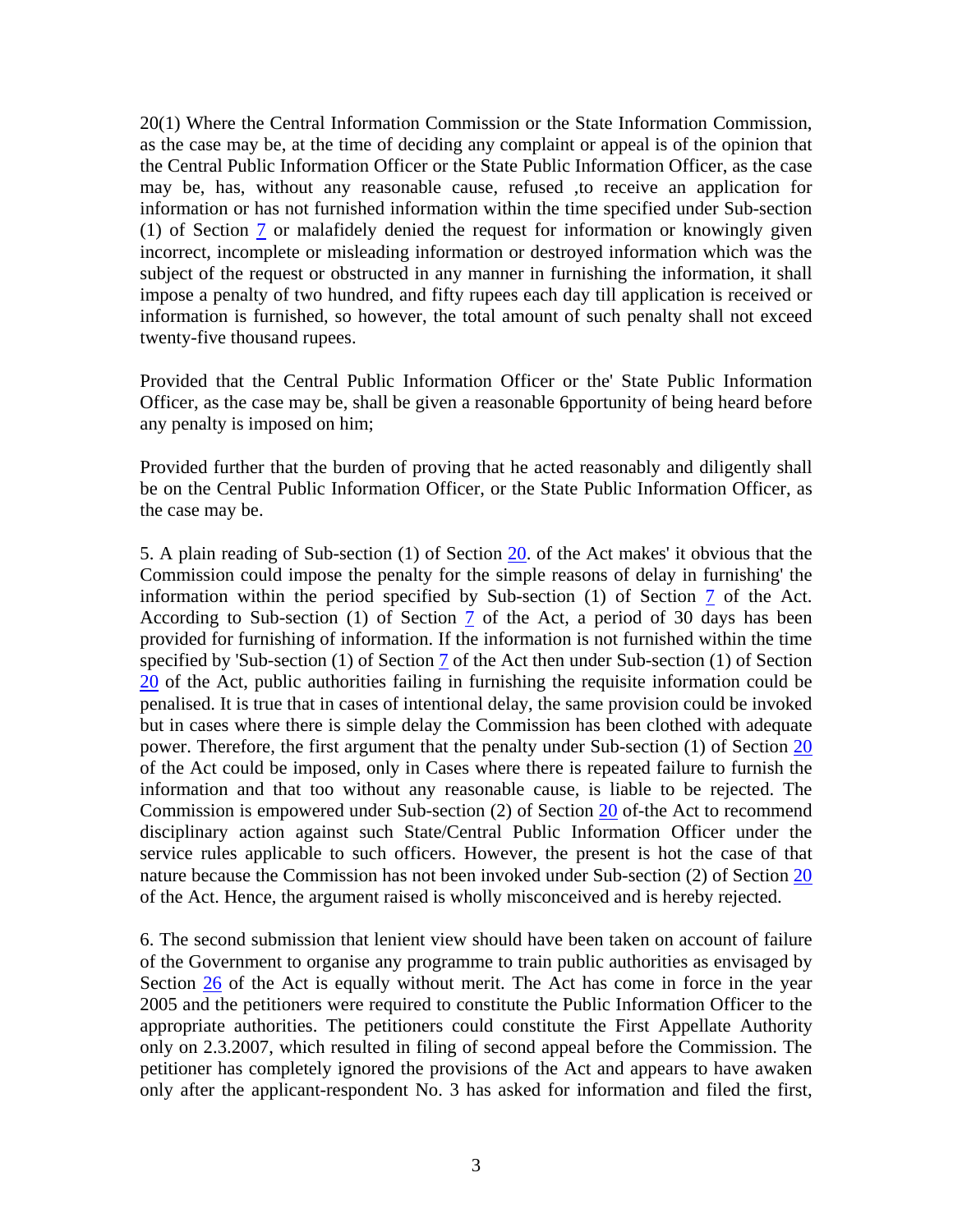20(1) Where the Central Information Commission or the State Information Commission, as the case may be, at the time of deciding any complaint or appeal is of the opinion that the Central Public Information Officer or the State Public Information Officer, as the case may be, has, without any reasonable cause, refused ,to receive an application for information or has not furnished information within the time specified under Sub-section (1) of Section 7 or malafidely denied the request for information or knowingly given incorrect, incomplete or misleading information or destroyed information which was the subject of the request or obstructed in any manner in furnishing the information, it shall impose a penalty of two hundred, and fifty rupees each day till application is received or information is furnished, so however, the total amount of such penalty shall not exceed twenty-five thousand rupees.

Provided that the Central Public Information Officer or the' State Public Information Officer, as the case may be, shall be given a reasonable 6pportunity of being heard before any penalty is imposed on him;

Provided further that the burden of proving that he acted reasonably and diligently shall be on the Central Public Information Officer, or the State Public Information Officer, as the case may be.

5. A plain reading of Sub-section (1) of Section 20. of the Act makes' it obvious that the Commission could impose the penalty for the simple reasons of delay in furnishing' the information within the period specified by Sub-section (1) of Section 7 of the Act. According to Sub-section (1) of Section 7 of the Act, a period of 30 days has been provided for furnishing of information. If the information is not furnished within the time specified by 'Sub-section (1) of Section 7 of the Act then under Sub-section (1) of Section 20 of the Act, public authorities failing in furnishing the requisite information could be penalised. It is true that in cases of intentional delay, the same provision could be invoked but in cases where there is simple delay the Commission has been clothed with adequate power. Therefore, the first argument that the penalty under Sub-section (1) of Section 20 of the Act could be imposed, only in Cases where there is repeated failure to furnish the information and that too without any reasonable cause, is liable to be rejected. The Commission is empowered under Sub-section (2) of Section 20 of-the Act to recommend disciplinary action against such State/Central Public Information Officer under the service rules applicable to such officers. However, the present is hot the case of that nature because the Commission has not been invoked under Sub-section (2) of Section 20 of the Act. Hence, the argument raised is wholly misconceived and is hereby rejected.

6. The second submission that lenient view should have been taken on account of failure of the Government to organise any programme to train public authorities as envisaged by Section 26 of the Act is equally without merit. The Act has come in force in the year 2005 and the petitioners were required to constitute the Public Information Officer to the appropriate authorities. The petitioners could constitute the First Appellate Authority only on 2.3.2007, which resulted in filing of second appeal before the Commission. The petitioner has completely ignored the provisions of the Act and appears to have awaken only after the applicant-respondent No. 3 has asked for information and filed the first,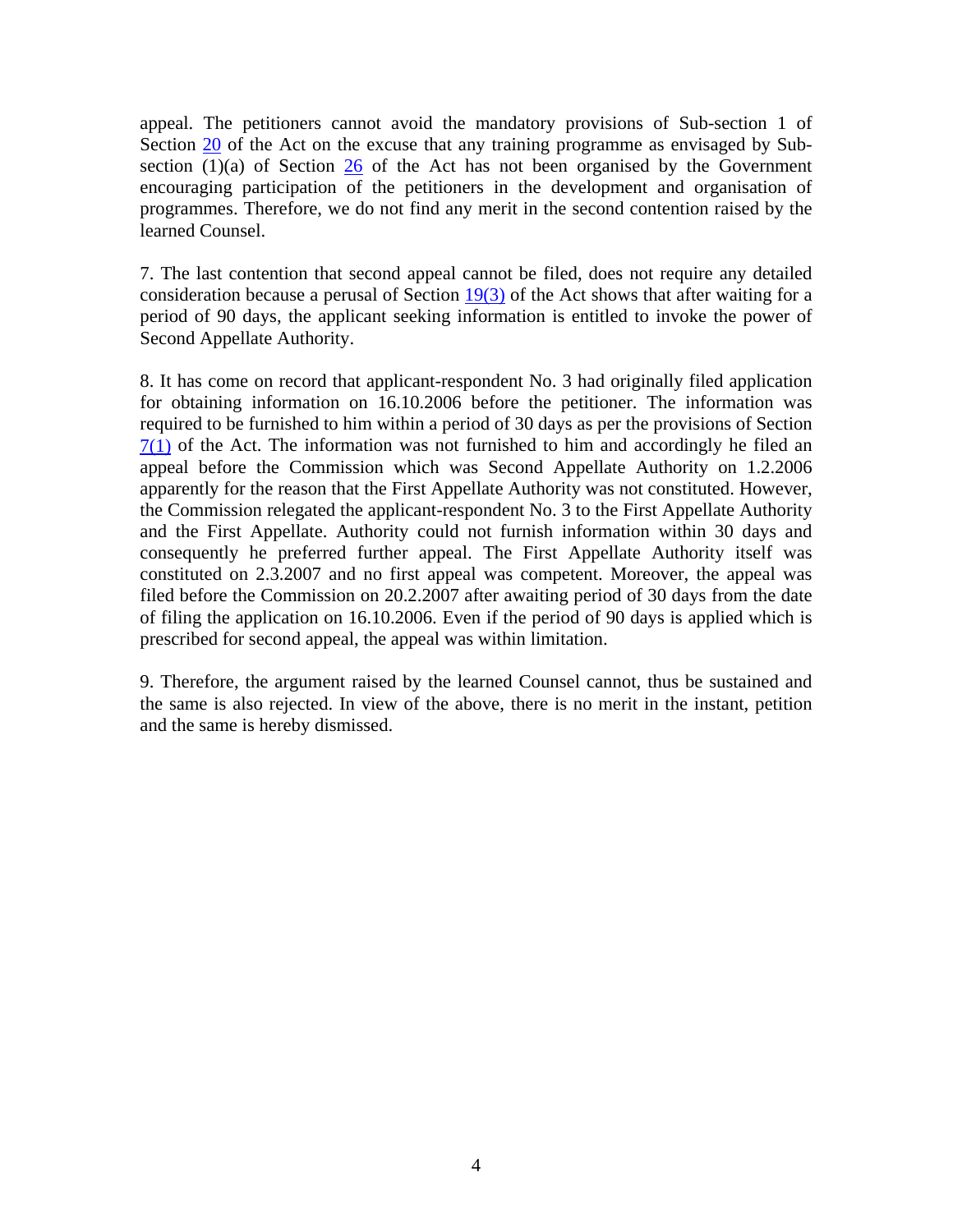appeal. The petitioners cannot avoid the mandatory provisions of Sub-section 1 of Section 20 of the Act on the excuse that any training programme as envisaged by Sub-section (1)(a) of Section 26 of the Act has not been organised by the Government encouraging participation of the petitioners in the development and organisation of programmes. Therefore, we do not find any merit in the second contention raised by the learned Counsel.

7. The last contention that second appeal cannot be filed, does not require any detailed consideration because a perusal of Section 19(3) of the Act shows that after waiting for a period of 90 days, the applicant seeking information is entitled to invoke the power of Second Appellate Authority.

8. It has come on record that applicant-respondent No. 3 had originally filed application for obtaining information on 16.10.2006 before the petitioner. The information was required to be furnished to him within a period of 30 days as per the provisions of Section 7(1) of the Act. The information was not furnished to him and accordingly he filed an appeal before the Commission which was Second Appellate Authority on 1.2.2006 apparently for the reason that the First Appellate Authority was not constituted. However, the Commission relegated the applicant-respondent No. 3 to the First Appellate Authority and the First Appellate. Authority could not furnish information within 30 days and consequently he preferred further appeal. The First Appellate Authority itself was constituted on 2.3.2007 and no first appeal was competent. Moreover, the appeal was filed before the Commission on 20.2.2007 after awaiting period of 30 days from the date of filing the application on 16.10.2006. Even if the period of 90 days is applied which is prescribed for second appeal, the appeal was within limitation.

9. Therefore, the argument raised by the learned Counsel cannot, thus be sustained and the same is also rejected. In view of the above, there is no merit in the instant, petition and the same is hereby dismissed.